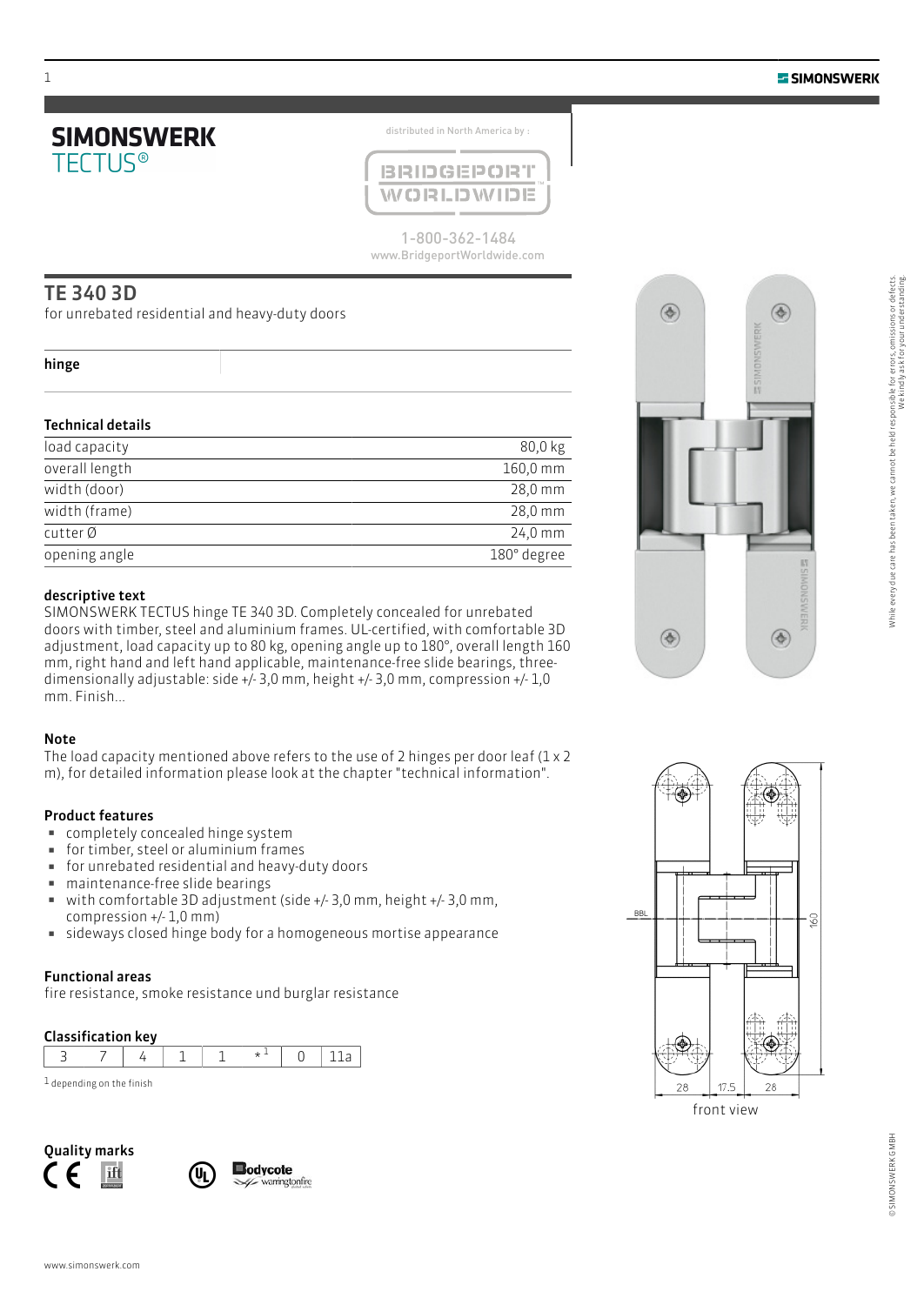# SIMONSWERK TECTUS®

distributed in North America by :

BRIDGEPORT WORLDWIDE

1-800-362-1484
www.BridgeportWorldwide.com

## TE 340 3D

for unrebated residential and heavy-duty doors

**hinge**

### Technical details

| | |
|---|---|
| load capacity | 80,0 kg |
| overall length | 160,0 mm |
| width (door) | 28,0 mm |
| width (frame) | 28,0 mm |
| cutter Ø | 24,0 mm |
| opening angle | 180° degree |

### descriptive text

SIMONSWERK TECTUS hinge TE 340 3D. Completely concealed for unrebated doors with timber, steel and aluminium frames. UL-certified, with comfortable 3D adjustment, load capacity up to 80 kg, opening angle up to 180°, overall length 160 mm, right hand and left hand applicable, maintenance-free slide bearings, three-dimensionally adjustable: side +/- 3,0 mm, height +/- 3,0 mm, compression +/- 1,0 mm. Finish...

### Note

The load capacity mentioned above refers to the use of 2 hinges per door leaf (1 x 2 m), for detailed information please look at the chapter "technical information".

### Product features

- completely concealed hinge system
- for timber, steel or aluminium frames
- for unrebated residential and heavy-duty doors
- maintenance-free slide bearings
- with comfortable 3D adjustment (side +/- 3,0 mm, height +/- 3,0 mm, compression +/- 1,0 mm)
- sideways closed hinge body for a homogeneous mortise appearance

### Functional areas

fire resistance, smoke resistance und burglar resistance

### Classification key

| 3 | 7 | 4 | 1 | 1 | *[1] | 0 | 11a |
|---|---|---|---|---|---|---|---|

[1] depending on the finish

### Quality marks

BBL

160

28 17.5 28

front view

www.simonswerk.com

While every due care has been taken, we cannot be held responsible for errors, omissions or defects. We kindly ask for your understanding.

© SIMONSWERK GMBH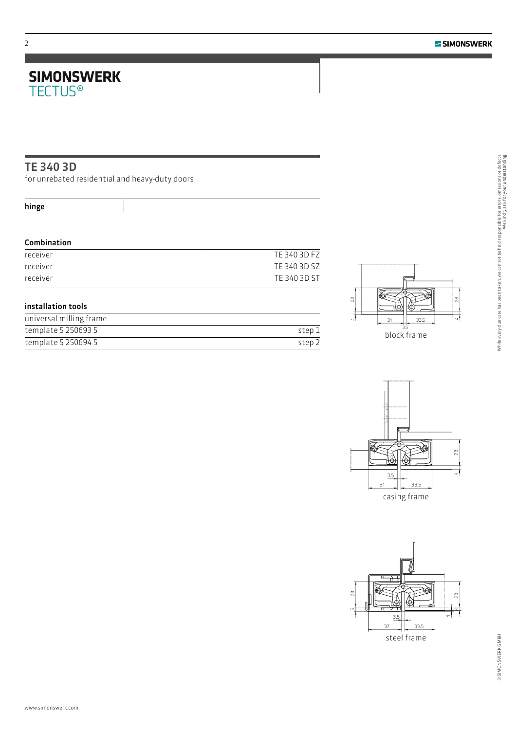# SIMONSWERK
TECTUS®

## TE 340 3D

for unrebated residential and heavy-duty doors

**hinge**

### Combination

| | |
|---|---|
| receiver | TE 340 3D FZ |
| receiver | TE 340 3D SZ |
| receiver | TE 340 3D ST |

### installation tools

| | |
|---|---|
| universal milling frame | |
| template 5 250693 5 | step 1 |
| template 5 250694 5 | step 2 |

block frame

casing frame

steel frame

While every due care has been taken, we cannot be held responsible for errors, omissions or defects. We kindly ask for your understanding.

© SIMONSWERK GMBH

www.simonswerk.com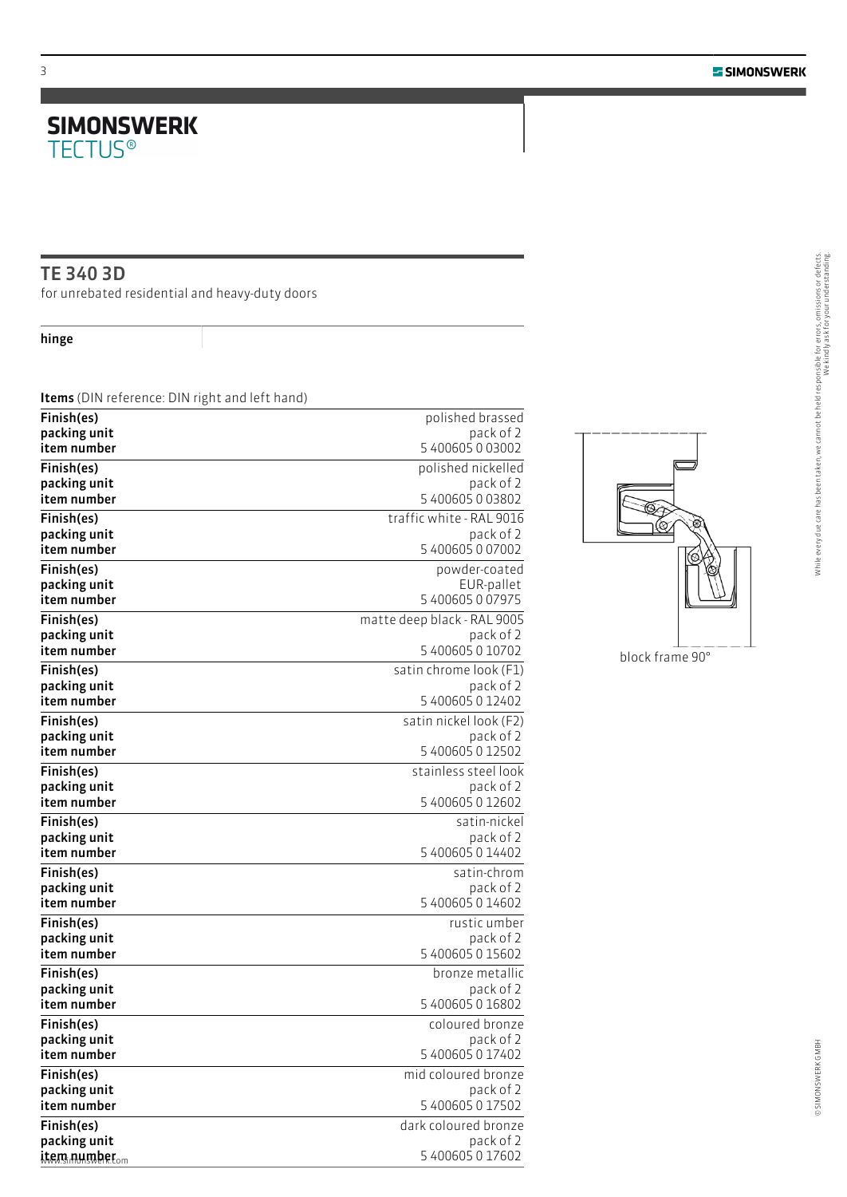# SIMONSWERK
TECTUS®

## TE 340 3D

for unrebated residential and heavy-duty doors

**hinge**

**Items** (DIN reference: DIN right and left hand)

| Finish(es) | packing unit | item number |
|---|---|---|
| polished brassed | pack of 2 | 5 400605 0 03002 |
| polished nickelled | pack of 2 | 5 400605 0 03802 |
| traffic white - RAL 9016 | pack of 2 | 5 400605 0 07002 |
| powder-coated | EUR-pallet | 5 400605 0 07975 |
| matte deep black - RAL 9005 | pack of 2 | 5 400605 0 10702 |
| satin chrome look (F1) | pack of 2 | 5 400605 0 12402 |
| satin nickel look (F2) | pack of 2 | 5 400605 0 12502 |
| stainless steel look | pack of 2 | 5 400605 0 12602 |
| satin-nickel | pack of 2 | 5 400605 0 14402 |
| satin-chrom | pack of 2 | 5 400605 0 14602 |
| rustic umber | pack of 2 | 5 400605 0 15602 |
| bronze metallic | pack of 2 | 5 400605 0 16802 |
| coloured bronze | pack of 2 | 5 400605 0 17402 |
| mid coloured bronze | pack of 2 | 5 400605 0 17502 |
| dark coloured bronze | pack of 2 | 5 400605 0 17602 |

block frame 90°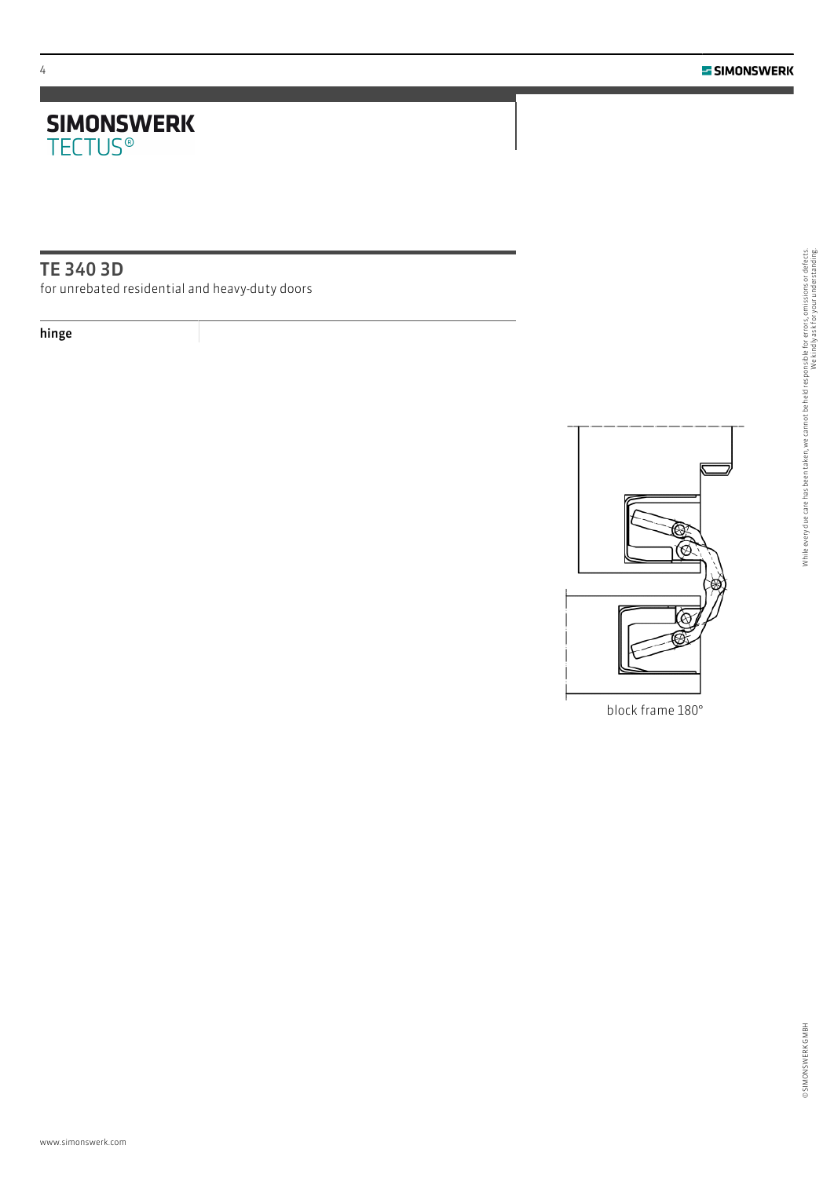# SIMONSWERK
TECTUS®

## TE 340 3D

for unrebated residential and heavy-duty doors

**hinge**

block frame 180°

While every due care has been taken, we cannot be held responsible for errors, omissions or defects. We kindly ask for your understanding.

© SIMONSWERK GMBH

www.simonswerk.com